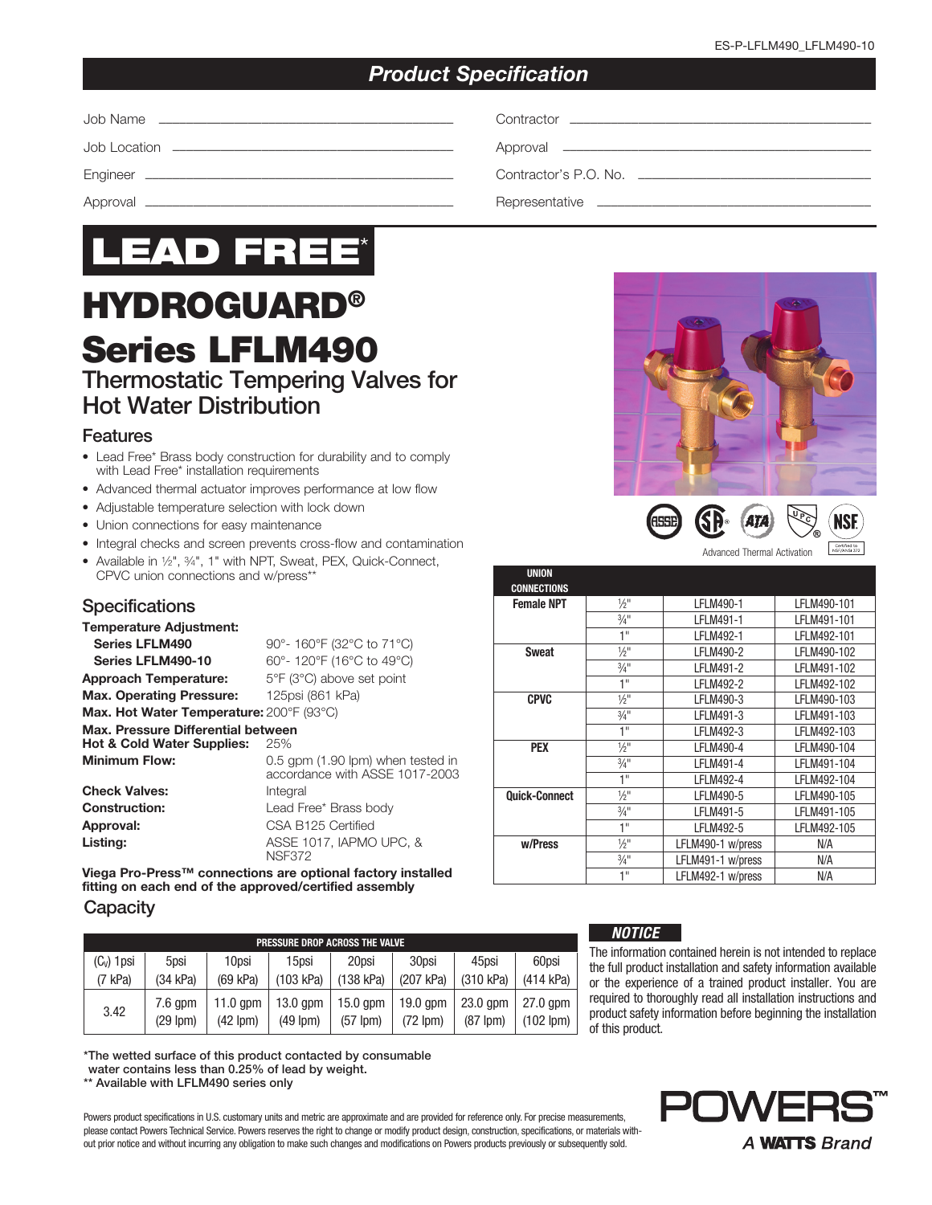ES-P-LFLM490_LFLM490-10

## Product Specification

Job Name ______________________

Job Location ______________________

Engineer ______________________

Approval ______________________

Contractor ______________________

Approval ______________________

Contractor's P.O. No. ______________________

Representative ______________________

# LEAD FREE*

# HYDROGUARD®

# Series LFLM490

## Thermostatic Tempering Valves for Hot Water Distribution

### Features

- Lead Free* Brass body construction for durability and to comply with Lead Free* installation requirements
- Advanced thermal actuator improves performance at low flow
- Adjustable temperature selection with lock down
- Union connections for easy maintenance
- Integral checks and screen prevents cross-flow and contamination
- Available in ½", ¾", 1" with NPT, Sweat, PEX, Quick-Connect, CPVC union connections and w/press**

### Specifications

**Temperature Adjustment:**

| | |
|---|---|
| **Series LFLM490** | 90°- 160°F (32°C to 71°C) |
| **Series LFLM490-10** | 60°- 120°F (16°C to 49°C) |
| **Approach Temperature:** | 5°F (3°C) above set point |
| **Max. Operating Pressure:** | 125psi (861 kPa) |
| **Max. Hot Water Temperature:** | 200°F (93°C) |
| **Max. Pressure Differential between Hot & Cold Water Supplies:** | 25% |
| **Minimum Flow:** | 0.5 gpm (1.90 lpm) when tested in accordance with ASSE 1017-2003 |
| **Check Valves:** | Integral |
| **Construction:** | Lead Free* Brass body |
| **Approval:** | CSA B125 Certified |
| **Listing:** | ASSE 1017, IAPMO UPC, & NSF372 |

**Viega Pro-Press™ connections are optional factory installed fitting on each end of the approved/certified assembly**

Advanced Thermal Activation

| UNION CONNECTIONS | | | |
|---|---|---|---|
| **Female NPT** | ½" | LFLM490-1 | LFLM490-101 |
| | ¾" | LFLM491-1 | LFLM491-101 |
| | 1" | LFLM492-1 | LFLM492-101 |
| **Sweat** | ½" | LFLM490-2 | LFLM490-102 |
| | ¾" | LFLM491-2 | LFLM491-102 |
| | 1" | LFLM492-2 | LFLM492-102 |
| **CPVC** | ½" | LFLM490-3 | LFLM490-103 |
| | ¾" | LFLM491-3 | LFLM491-103 |
| | 1" | LFLM492-3 | LFLM492-103 |
| **PEX** | ½" | LFLM490-4 | LFLM490-104 |
| | ¾" | LFLM491-4 | LFLM491-104 |
| | 1" | LFLM492-4 | LFLM492-104 |
| **Quick-Connect** | ½" | LFLM490-5 | LFLM490-105 |
| | ¾" | LFLM491-5 | LFLM491-105 |
| | 1" | LFLM492-5 | LFLM492-105 |
| **w/Press** | ½" | LFLM490-1 w/press | N/A |
| | ¾" | LFLM491-1 w/press | N/A |
| | 1" | LFLM492-1 w/press | N/A |

### Capacity

| PRESSURE DROP ACROSS THE VALVE | | | | | | | |
|---|---|---|---|---|---|---|---|
| ($C_V$) 1psi (7 kPa) | 5psi (34 kPa) | 10psi (69 kPa) | 15psi (103 kPa) | 20psi (138 kPa) | 30psi (207 kPa) | 45psi (310 kPa) | 60psi (414 kPa) |
| 3.42 | 7.6 gpm (29 lpm) | 11.0 gpm (42 lpm) | 13.0 gpm (49 lpm) | 15.0 gpm (57 lpm) | 19.0 gpm (72 lpm) | 23.0 gpm (87 lpm) | 27.0 gpm (102 lpm) |

***NOTICE***

The information contained herein is not intended to replace the full product installation and safety information available or the experience of a trained product installer. You are required to thoroughly read all installation instructions and product safety information before beginning the installation of this product.

**\*The wetted surface of this product contacted by consumable water contains less than 0.25% of lead by weight.**

**\*\* Available with LFLM490 series only**

Powers product specifications in U.S. customary units and metric are approximate and are provided for reference only. For precise measurements, please contact Powers Technical Service. Powers reserves the right to change or modify product design, construction, specifications, or materials without prior notice and without incurring any obligation to make such changes and modifications on Powers products previously or subsequently sold.

POWERS™ A WATTS Brand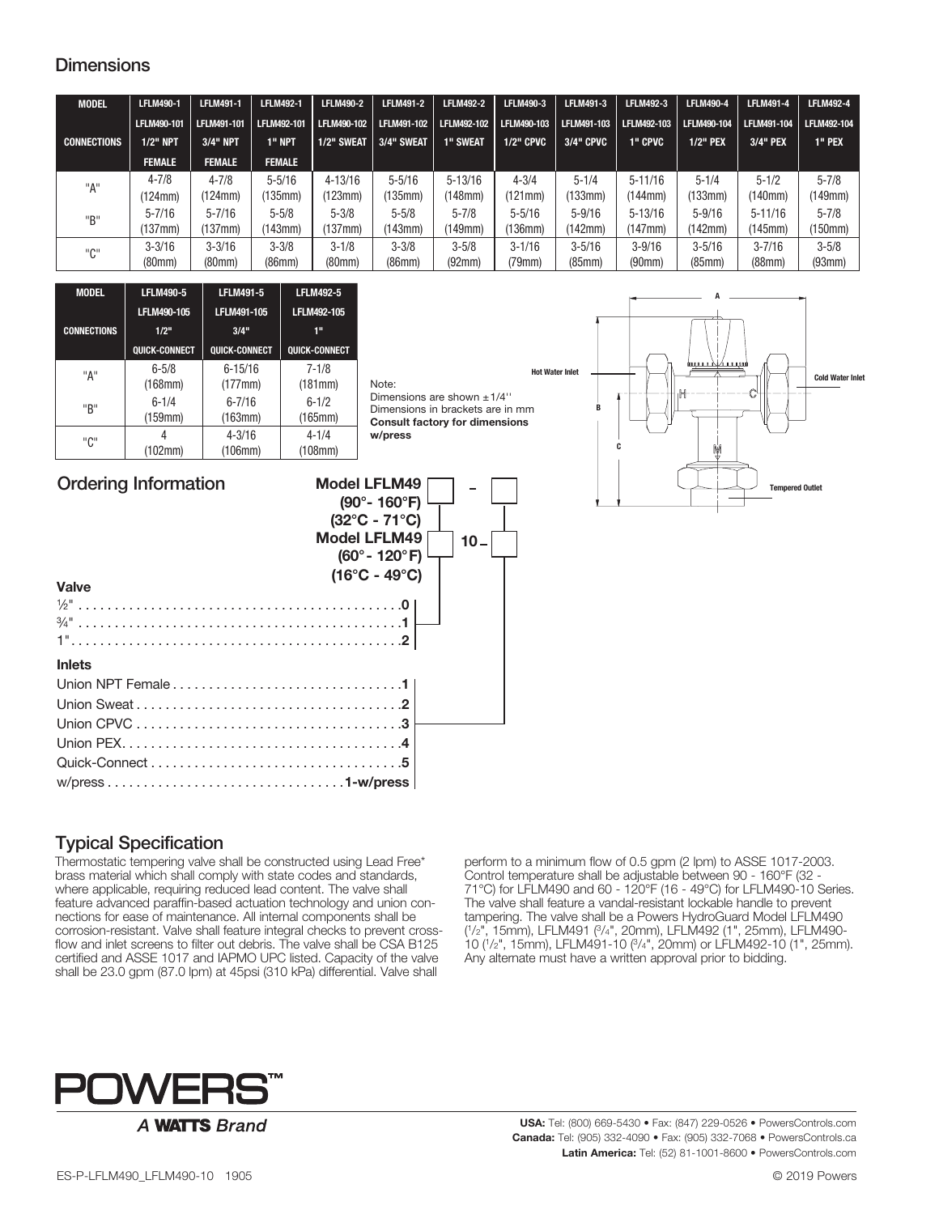## Dimensions

| MODEL | LFLM490-1 | LFLM491-1 | LFLM492-1 | LFLM490-2 | LFLM491-2 | LFLM492-2 | LFLM490-3 | LFLM491-3 | LFLM492-3 | LFLM490-4 | LFLM491-4 | LFLM492-4 |
|---|---|---|---|---|---|---|---|---|---|---|---|---|
| | LFLM490-101 | LFLM491-101 | LFLM492-101 | LFLM490-102 | LFLM491-102 | LFLM492-102 | LFLM490-103 | LFLM491-103 | LFLM492-103 | LFLM490-104 | LFLM491-104 | LFLM492-104 |
| CONNECTIONS | 1/2" NPT | 3/4" NPT | 1" NPT | 1/2" SWEAT | 3/4" SWEAT | 1" SWEAT | 1/2" CPVC | 3/4" CPVC | 1" CPVC | 1/2" PEX | 3/4" PEX | 1" PEX |
| | FEMALE | FEMALE | FEMALE | | | | | | | | | |
| "A" | 4-7/8 (124mm) | 4-7/8 (124mm) | 5-5/16 (135mm) | 4-13/16 (123mm) | 5-5/16 (135mm) | 5-13/16 (148mm) | 4-3/4 (121mm) | 5-1/4 (133mm) | 5-11/16 (144mm) | 5-1/4 (133mm) | 5-1/2 (140mm) | 5-7/8 (149mm) |
| "B" | 5-7/16 (137mm) | 5-7/16 (137mm) | 5-5/8 (143mm) | 5-3/8 (137mm) | 5-5/8 (143mm) | 5-7/8 (149mm) | 5-5/16 (136mm) | 5-9/16 (142mm) | 5-13/16 (147mm) | 5-9/16 (142mm) | 5-11/16 (145mm) | 5-7/8 (150mm) |
| "C" | 3-3/16 (80mm) | 3-3/16 (80mm) | 3-3/8 (86mm) | 3-1/8 (80mm) | 3-3/8 (86mm) | 3-5/8 (92mm) | 3-1/16 (79mm) | 3-5/16 (85mm) | 3-9/16 (90mm) | 3-5/16 (85mm) | 3-7/16 (88mm) | 3-5/8 (93mm) |

| MODEL | LFLM490-5 | LFLM491-5 | LFLM492-5 |
|---|---|---|---|
| | LFLM490-105 | LFLM491-105 | LFLM492-105 |
| CONNECTIONS | 1/2" | 3/4" | 1" |
| | QUICK-CONNECT | QUICK-CONNECT | QUICK-CONNECT |
| "A" | 6-5/8 (168mm) | 6-15/16 (177mm) | 7-1/8 (181mm) |
| "B" | 6-1/4 (159mm) | 6-7/16 (163mm) | 6-1/2 (165mm) |
| "C" | 4 (102mm) | 4-3/16 (106mm) | 4-1/4 (108mm) |

Note:
Dimensions are shown ±1/4''
Dimensions in brackets are in mm
**Consult factory for dimensions w/press**

A
B
C
Hot Water Inlet
Cold Water Inlet
Tempered Outlet

## Ordering Information

**Model LFLM49 ☐ – ☐**
**(90°- 160°F)**
**(32°C - 71°C)**
**Model LFLM49 ☐ 10 – ☐**
**(60°- 120°F)**
**(16°C - 49°C)**

**Valve**

½" . . . . . . . . . . . . . . . . . . . . . . . . . . . . . . . . . . . . . . . . . . . . . **0**
¾" . . . . . . . . . . . . . . . . . . . . . . . . . . . . . . . . . . . . . . . . . . . . . **1**
1" . . . . . . . . . . . . . . . . . . . . . . . . . . . . . . . . . . . . . . . . . . . . . . **2**

**Inlets**

Union NPT Female . . . . . . . . . . . . . . . . . . . . . . . . . . . . . . . . **1**
Union Sweat . . . . . . . . . . . . . . . . . . . . . . . . . . . . . . . . . . . . . **2**
Union CPVC . . . . . . . . . . . . . . . . . . . . . . . . . . . . . . . . . . . . . **3**
Union PEX . . . . . . . . . . . . . . . . . . . . . . . . . . . . . . . . . . . . . . . **4**
Quick-Connect . . . . . . . . . . . . . . . . . . . . . . . . . . . . . . . . . . . **5**
w/press . . . . . . . . . . . . . . . . . . . . . . . . . . . . . . . . . **1-w/press**

## Typical Specification

Thermostatic tempering valve shall be constructed using Lead Free* brass material which shall comply with state codes and standards, where applicable, requiring reduced lead content. The valve shall feature advanced paraffin-based actuation technology and union connections for ease of maintenance. All internal components shall be corrosion-resistant. Valve shall feature integral checks to prevent cross-flow and inlet screens to filter out debris. The valve shall be CSA B125 certified and ASSE 1017 and IAPMO UPC listed. Capacity of the valve shall be 23.0 gpm (87.0 lpm) at 45psi (310 kPa) differential. Valve shall perform to a minimum flow of 0.5 gpm (2 lpm) to ASSE 1017-2003. Control temperature shall be adjustable between 90 - 160°F (32 - 71°C) for LFLM490 and 60 - 120°F (16 - 49°C) for LFLM490-10 Series. The valve shall feature a vandal-resistant lockable handle to prevent tampering. The valve shall be a Powers HydroGuard Model LFLM490 (1/2", 15mm), LFLM491 (3/4", 20mm), LFLM492 (1", 25mm), LFLM490-10 (1/2", 15mm), LFLM491-10 (3/4", 20mm) or LFLM492-10 (1", 25mm). Any alternate must have a written approval prior to bidding.

POWERS™
*A* **WATTS** *Brand*

**USA:** Tel: (800) 669-5430 • Fax: (847) 229-0526 • PowersControls.com
**Canada:** Tel: (905) 332-4090 • Fax: (905) 332-7068 • PowersControls.ca
**Latin America:** Tel: (52) 81-1001-8600 • PowersControls.com

ES-P-LFLM490_LFLM490-10 1905

© 2019 Powers